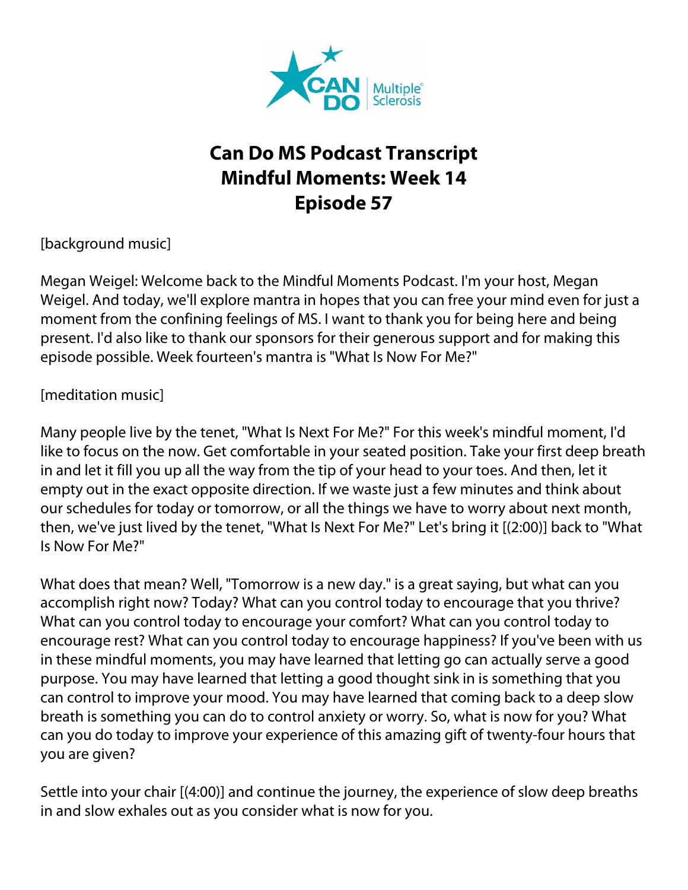# Can Do MS Podcast Transcript
# Mindful Moments: Week 14
# Episode 57

[background music]

Megan Weigel: Welcome back to the Mindful Moments Podcast. I'm your host, Megan Weigel. And today, we'll explore mantra in hopes that you can free your mind even for just a moment from the confining feelings of MS. I want to thank you for being here and being present. I'd also like to thank our sponsors for their generous support and for making this episode possible. Week fourteen's mantra is "What Is Now For Me?"

[meditation music]

Many people live by the tenet, "What Is Next For Me?" For this week's mindful moment, I'd like to focus on the now. Get comfortable in your seated position. Take your first deep breath in and let it fill you up all the way from the tip of your head to your toes. And then, let it empty out in the exact opposite direction. If we waste just a few minutes and think about our schedules for today or tomorrow, or all the things we have to worry about next month, then, we've just lived by the tenet, "What Is Next For Me?" Let's bring it [(2:00)] back to "What Is Now For Me?"

What does that mean? Well, "Tomorrow is a new day." is a great saying, but what can you accomplish right now? Today? What can you control today to encourage that you thrive? What can you control today to encourage your comfort? What can you control today to encourage rest? What can you control today to encourage happiness? If you've been with us in these mindful moments, you may have learned that letting go can actually serve a good purpose. You may have learned that letting a good thought sink in is something that you can control to improve your mood. You may have learned that coming back to a deep slow breath is something you can do to control anxiety or worry. So, what is now for you? What can you do today to improve your experience of this amazing gift of twenty-four hours that you are given?

Settle into your chair [(4:00)] and continue the journey, the experience of slow deep breaths in and slow exhales out as you consider what is now for you.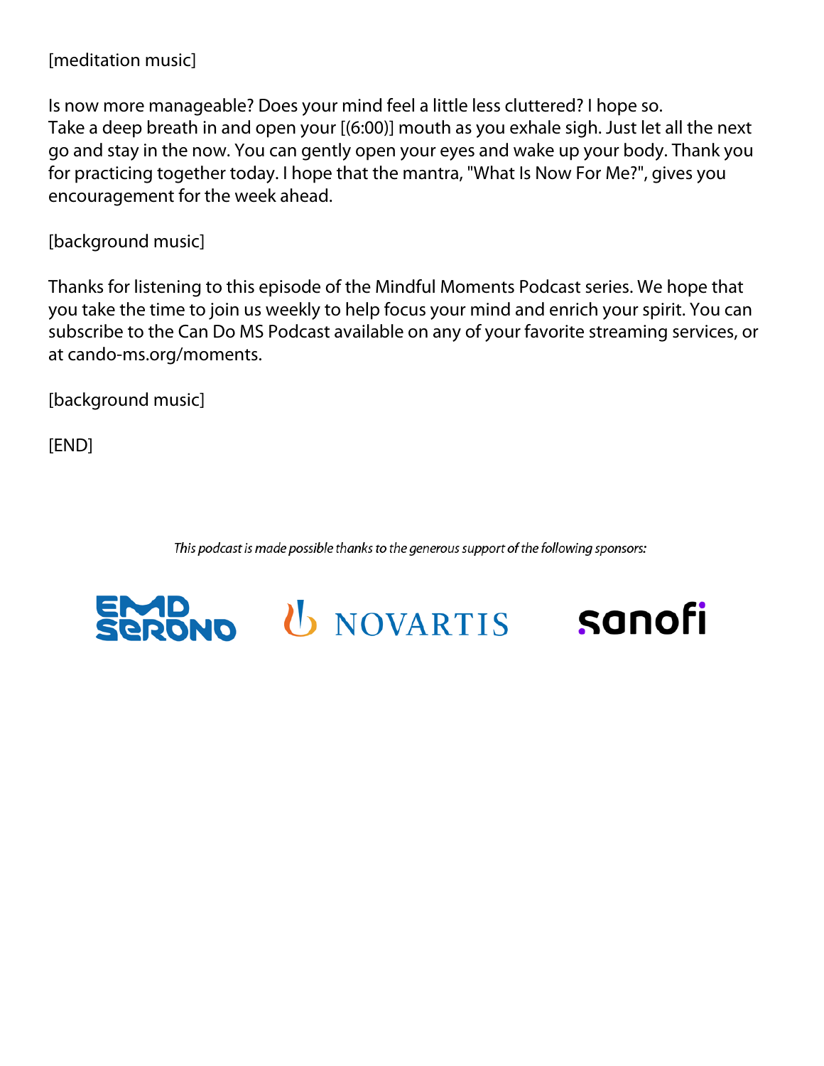[meditation music]

Is now more manageable? Does your mind feel a little less cluttered? I hope so.
Take a deep breath in and open your [(6:00)] mouth as you exhale sigh. Just let all the next go and stay in the now. You can gently open your eyes and wake up your body. Thank you for practicing together today. I hope that the mantra, "What Is Now For Me?", gives you encouragement for the week ahead.

[background music]

Thanks for listening to this episode of the Mindful Moments Podcast series. We hope that you take the time to join us weekly to help focus your mind and enrich your spirit. You can subscribe to the Can Do MS Podcast available on any of your favorite streaming services, or at cando-ms.org/moments.

[background music]

[END]

*This podcast is made possible thanks to the generous support of the following sponsors:*

EMD SERONO NOVARTIS sanofi